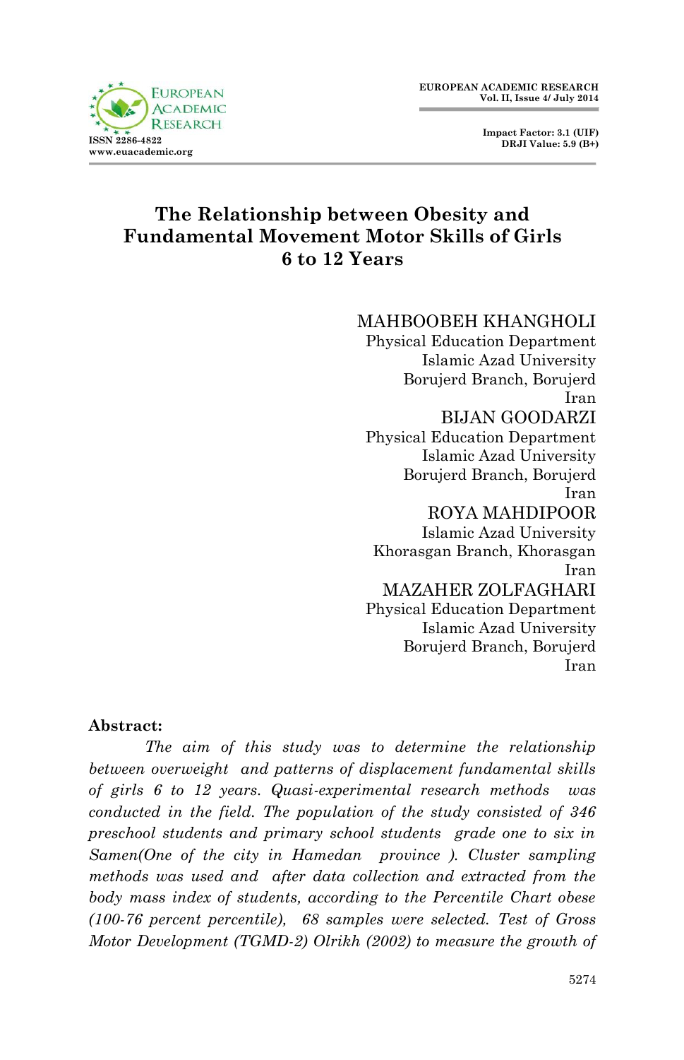# The Relationship between Obesity and Fundamental Movement Motor Skills of Girls 6 to 12 Years

MAHBOOBEH KHANGHOLI  
Physical Education Department  
Islamic Azad University  
Borujerd Branch, Borujerd  
Iran

BIJAN GOODARZI  
Physical Education Department  
Islamic Azad University  
Borujerd Branch, Borujerd  
Iran

ROYA MAHDIPOOR  
Islamic Azad University  
Khorasgan Branch, Khorasgan  
Iran

MAZAHER ZOLFAGHARI  
Physical Education Department  
Islamic Azad University  
Borujerd Branch, Borujerd  
Iran

**Abstract:**

*The aim of this study was to determine the relationship between overweight and patterns of displacement fundamental skills of girls 6 to 12 years. Quasi-experimental research methods was conducted in the field. The population of the study consisted of 346 preschool students and primary school students grade one to six in Samen(One of the city in Hamedan province ). Cluster sampling methods was used and after data collection and extracted from the body mass index of students, according to the Percentile Chart obese (100-76 percent percentile), 68 samples were selected. Test of Gross Motor Development (TGMD-2) Olrikh (2002) to measure the growth of*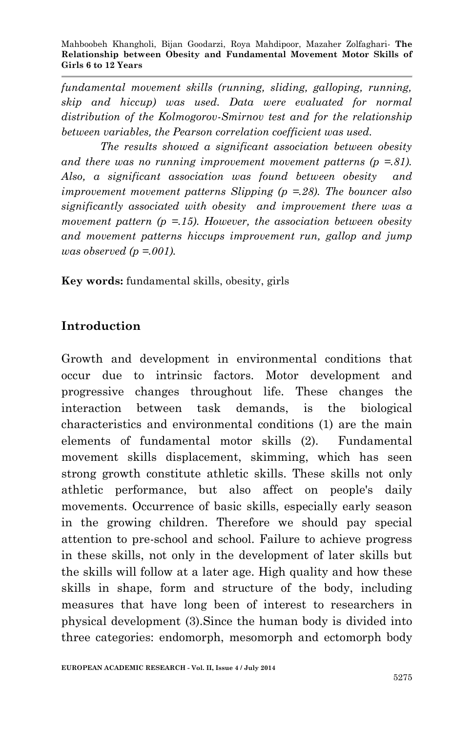*fundamental movement skills (running, sliding, galloping, running, skip and hiccup) was used. Data were evaluated for normal distribution of the Kolmogorov-Smirnov test and for the relationship between variables, the Pearson correlation coefficient was used.*

*The results showed a significant association between obesity and there was no running improvement movement patterns (p =.81). Also, a significant association was found between obesity and improvement movement patterns Slipping (p =.28). The bouncer also significantly associated with obesity and improvement there was a movement pattern (p =.15). However, the association between obesity and movement patterns hiccups improvement run, gallop and jump was observed (p =.001).*

**Key words:** fundamental skills, obesity, girls

## Introduction

Growth and development in environmental conditions that occur due to intrinsic factors. Motor development and progressive changes throughout life. These changes the interaction between task demands, is the biological characteristics and environmental conditions (1) are the main elements of fundamental motor skills (2). Fundamental movement skills displacement, skimming, which has seen strong growth constitute athletic skills. These skills not only athletic performance, but also affect on people's daily movements. Occurrence of basic skills, especially early season in the growing children. Therefore we should pay special attention to pre-school and school. Failure to achieve progress in these skills, not only in the development of later skills but the skills will follow at a later age. High quality and how these skills in shape, form and structure of the body, including measures that have long been of interest to researchers in physical development (3).Since the human body is divided into three categories: endomorph, mesomorph and ectomorph body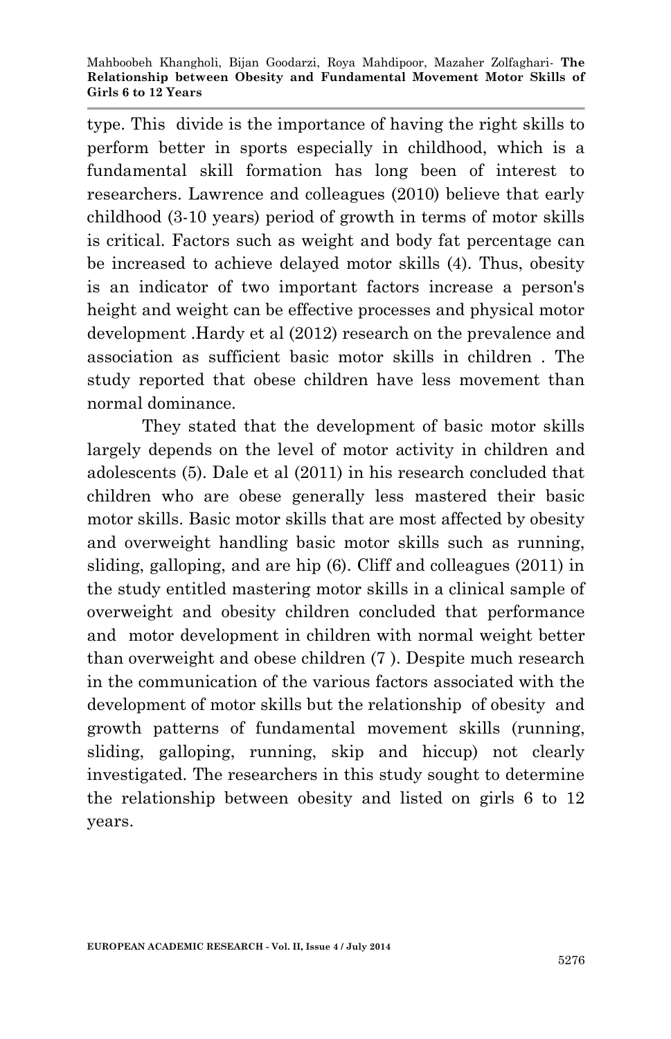type. This divide is the importance of having the right skills to perform better in sports especially in childhood, which is a fundamental skill formation has long been of interest to researchers. Lawrence and colleagues (2010) believe that early childhood (3-10 years) period of growth in terms of motor skills is critical. Factors such as weight and body fat percentage can be increased to achieve delayed motor skills (4). Thus, obesity is an indicator of two important factors increase a person's height and weight can be effective processes and physical motor development .Hardy et al (2012) research on the prevalence and association as sufficient basic motor skills in children . The study reported that obese children have less movement than normal dominance.

They stated that the development of basic motor skills largely depends on the level of motor activity in children and adolescents (5). Dale et al (2011) in his research concluded that children who are obese generally less mastered their basic motor skills. Basic motor skills that are most affected by obesity and overweight handling basic motor skills such as running, sliding, galloping, and are hip (6). Cliff and colleagues (2011) in the study entitled mastering motor skills in a clinical sample of overweight and obesity children concluded that performance and motor development in children with normal weight better than overweight and obese children (7 ). Despite much research in the communication of the various factors associated with the development of motor skills but the relationship of obesity and growth patterns of fundamental movement skills (running, sliding, galloping, running, skip and hiccup) not clearly investigated. The researchers in this study sought to determine the relationship between obesity and listed on girls 6 to 12 years.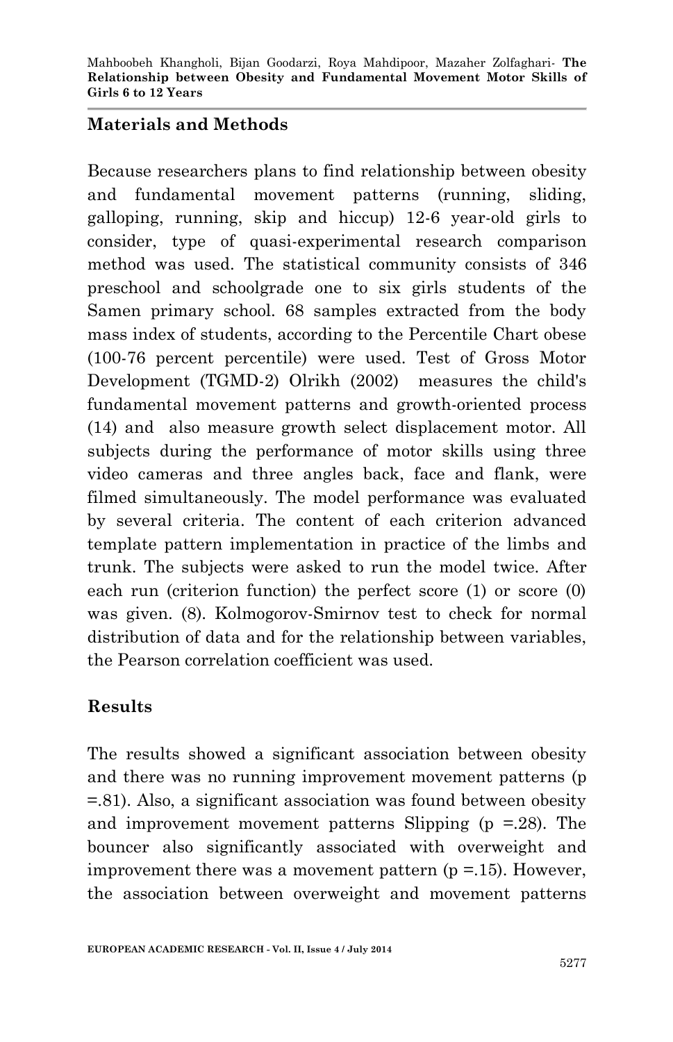## Materials and Methods

Because researchers plans to find relationship between obesity and fundamental movement patterns (running, sliding, galloping, running, skip and hiccup) 12-6 year-old girls to consider, type of quasi-experimental research comparison method was used. The statistical community consists of 346 preschool and schoolgrade one to six girls students of the Samen primary school. 68 samples extracted from the body mass index of students, according to the Percentile Chart obese (100-76 percent percentile) were used. Test of Gross Motor Development (TGMD-2) Olrikh (2002) measures the child's fundamental movement patterns and growth-oriented process (14) and also measure growth select displacement motor. All subjects during the performance of motor skills using three video cameras and three angles back, face and flank, were filmed simultaneously. The model performance was evaluated by several criteria. The content of each criterion advanced template pattern implementation in practice of the limbs and trunk. The subjects were asked to run the model twice. After each run (criterion function) the perfect score (1) or score (0) was given. (8). Kolmogorov-Smirnov test to check for normal distribution of data and for the relationship between variables, the Pearson correlation coefficient was used.

## Results

The results showed a significant association between obesity and there was no running improvement movement patterns (p =.81). Also, a significant association was found between obesity and improvement movement patterns Slipping (p =.28). The bouncer also significantly associated with overweight and improvement there was a movement pattern (p =.15). However, the association between overweight and movement patterns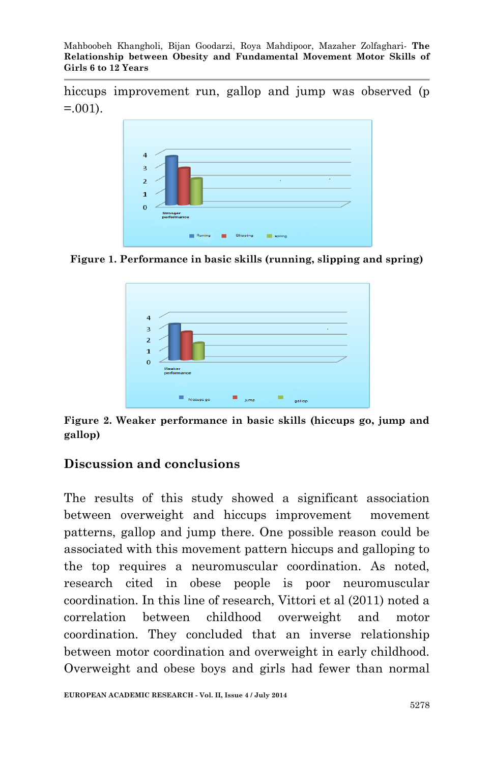hiccups improvement run, gallop and jump was observed (p =.001).

**Figure 1. Performance in basic skills (running, slipping and spring)**

**Figure 2. Weaker performance in basic skills (hiccups go, jump and gallop)**

## Discussion and conclusions

The results of this study showed a significant association between overweight and hiccups improvement movement patterns, gallop and jump there. One possible reason could be associated with this movement pattern hiccups and galloping to the top requires a neuromuscular coordination. As noted, research cited in obese people is poor neuromuscular coordination. In this line of research, Vittori et al (2011) noted a correlation between childhood overweight and motor coordination. They concluded that an inverse relationship between motor coordination and overweight in early childhood. Overweight and obese boys and girls had fewer than normal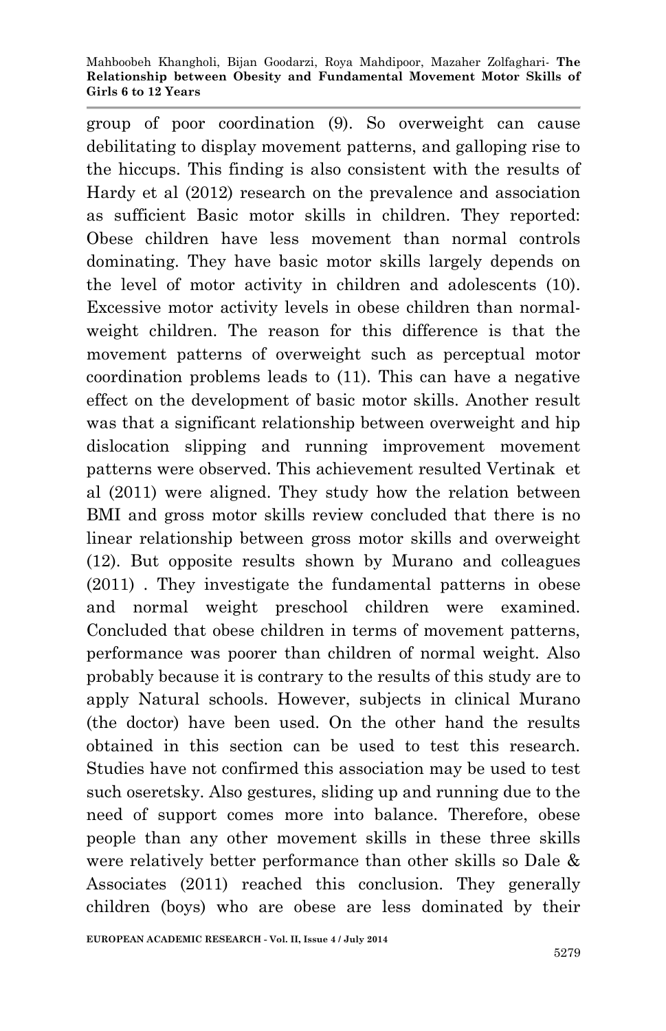group of poor coordination (9). So overweight can cause debilitating to display movement patterns, and galloping rise to the hiccups. This finding is also consistent with the results of Hardy et al (2012) research on the prevalence and association as sufficient Basic motor skills in children. They reported: Obese children have less movement than normal controls dominating. They have basic motor skills largely depends on the level of motor activity in children and adolescents (10). Excessive motor activity levels in obese children than normal-weight children. The reason for this difference is that the movement patterns of overweight such as perceptual motor coordination problems leads to (11). This can have a negative effect on the development of basic motor skills. Another result was that a significant relationship between overweight and hip dislocation slipping and running improvement movement patterns were observed. This achievement resulted Vertinak et al (2011) were aligned. They study how the relation between BMI and gross motor skills review concluded that there is no linear relationship between gross motor skills and overweight (12). But opposite results shown by Murano and colleagues (2011) . They investigate the fundamental patterns in obese and normal weight preschool children were examined. Concluded that obese children in terms of movement patterns, performance was poorer than children of normal weight. Also probably because it is contrary to the results of this study are to apply Natural schools. However, subjects in clinical Murano (the doctor) have been used. On the other hand the results obtained in this section can be used to test this research. Studies have not confirmed this association may be used to test such oseretsky. Also gestures, sliding up and running due to the need of support comes more into balance. Therefore, obese people than any other movement skills in these three skills were relatively better performance than other skills so Dale & Associates (2011) reached this conclusion. They generally children (boys) who are obese are less dominated by their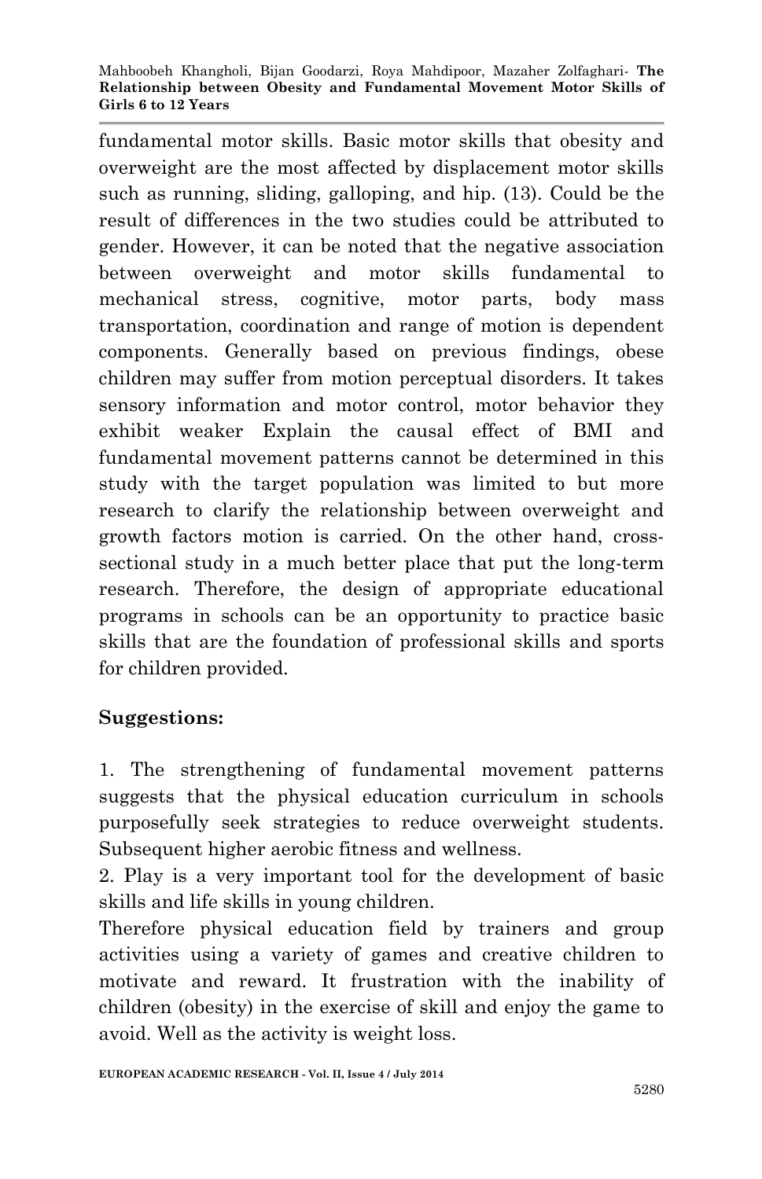fundamental motor skills. Basic motor skills that obesity and overweight are the most affected by displacement motor skills such as running, sliding, galloping, and hip. (13). Could be the result of differences in the two studies could be attributed to gender. However, it can be noted that the negative association between overweight and motor skills fundamental to mechanical stress, cognitive, motor parts, body mass transportation, coordination and range of motion is dependent components. Generally based on previous findings, obese children may suffer from motion perceptual disorders. It takes sensory information and motor control, motor behavior they exhibit weaker Explain the causal effect of BMI and fundamental movement patterns cannot be determined in this study with the target population was limited to but more research to clarify the relationship between overweight and growth factors motion is carried. On the other hand, cross-sectional study in a much better place that put the long-term research. Therefore, the design of appropriate educational programs in schools can be an opportunity to practice basic skills that are the foundation of professional skills and sports for children provided.

**Suggestions:**

1. The strengthening of fundamental movement patterns suggests that the physical education curriculum in schools purposefully seek strategies to reduce overweight students. Subsequent higher aerobic fitness and wellness.
2. Play is a very important tool for the development of basic skills and life skills in young children.

Therefore physical education field by trainers and group activities using a variety of games and creative children to motivate and reward. It frustration with the inability of children (obesity) in the exercise of skill and enjoy the game to avoid. Well as the activity is weight loss.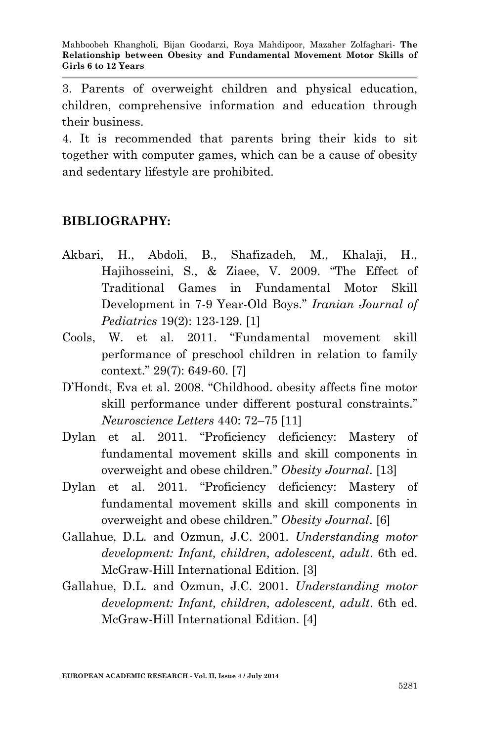3. Parents of overweight children and physical education, children, comprehensive information and education through their business.

4. It is recommended that parents bring their kids to sit together with computer games, which can be a cause of obesity and sedentary lifestyle are prohibited.

## BIBLIOGRAPHY:

Akbari, H., Abdoli, B., Shafizadeh, M., Khalaji, H., Hajihosseini, S., & Ziaee, V. 2009. "The Effect of Traditional Games in Fundamental Motor Skill Development in 7-9 Year-Old Boys." *Iranian Journal of Pediatrics* 19(2): 123-129. [1]

Cools, W. et al. 2011. "Fundamental movement skill performance of preschool children in relation to family context." 29(7): 649-60. [7]

D'Hondt, Eva et al. 2008. "Childhood. obesity affects fine motor skill performance under different postural constraints." *Neuroscience Letters* 440: 72–75 [11]

Dylan et al. 2011. "Proficiency deficiency: Mastery of fundamental movement skills and skill components in overweight and obese children." *Obesity Journal*. [13]

Dylan et al. 2011. "Proficiency deficiency: Mastery of fundamental movement skills and skill components in overweight and obese children." *Obesity Journal*. [6]

Gallahue, D.L. and Ozmun, J.C. 2001. *Understanding motor development: Infant, children, adolescent, adult*. 6th ed. McGraw-Hill International Edition. [3]

Gallahue, D.L. and Ozmun, J.C. 2001. *Understanding motor development: Infant, children, adolescent, adult*. 6th ed. McGraw-Hill International Edition. [4]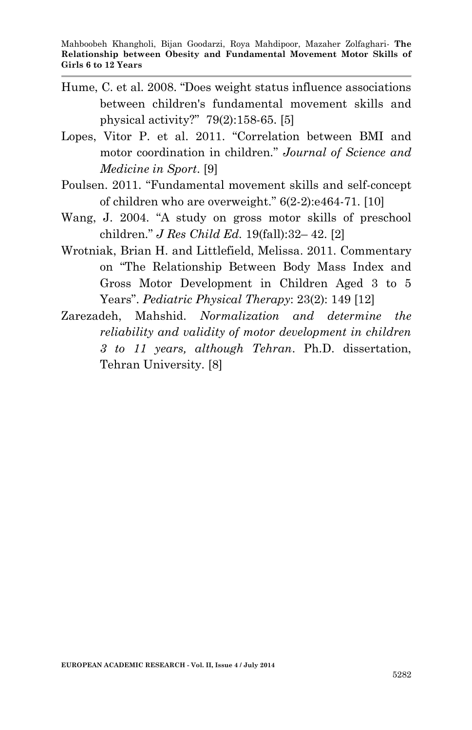Hume, C. et al. 2008. "Does weight status influence associations between children's fundamental movement skills and physical activity?" 79(2):158-65. [5]

Lopes, Vitor P. et al. 2011. "Correlation between BMI and motor coordination in children." *Journal of Science and Medicine in Sport*. [9]

Poulsen. 2011. "Fundamental movement skills and self-concept of children who are overweight." 6(2-2):e464-71. [10]

Wang, J. 2004. "A study on gross motor skills of preschool children." *J Res Child Ed.* 19(fall):32– 42. [2]

Wrotniak, Brian H. and Littlefield, Melissa. 2011. Commentary on "The Relationship Between Body Mass Index and Gross Motor Development in Children Aged 3 to 5 Years". *Pediatric Physical Therapy*: 23(2): 149 [12]

Zarezadeh, Mahshid. *Normalization and determine the reliability and validity of motor development in children 3 to 11 years, although Tehran*. Ph.D. dissertation, Tehran University. [8]